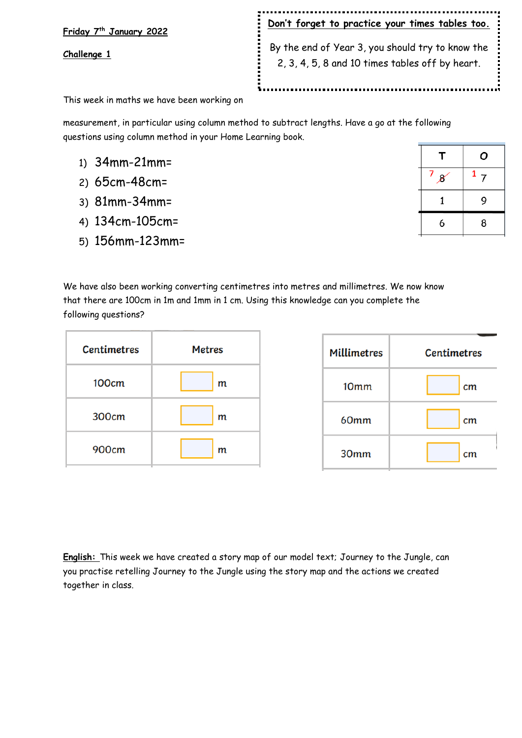**Friday 7th January 2022**

**Challenge 1**

> **Don't forget to practice your times tables too.**
>
> By the end of Year 3, you should try to know the 2, 3, 4, 5, 8 and 10 times tables off by heart.

This week in maths we have been working on measurement, in particular using column method to subtract lengths. Have a go at the following questions using column method in your Home Learning book.

1) 34mm-21mm=
2) 65cm-48cm=
3) 81mm-34mm=
4) 134cm-105cm=
5) 156mm-123mm=

| T | O |
|---|---|
| 7 ~~8~~ | 1 7 |
| 1 | 9 |
| 6 | 8 |

We have also been working converting centimetres into metres and millimetres. We now know that there are 100cm in 1m and 1mm in 1 cm. Using this knowledge can you complete the following questions?

| Centimetres | Metres |
|---|---|
| 100cm | ☐ m |
| 300cm | ☐ m |
| 900cm | ☐ m |

| Millimetres | Centimetres |
|---|---|
| 10mm | ☐ cm |
| 60mm | ☐ cm |
| 30mm | ☐ cm |

**English:** This week we have created a story map of our model text; Journey to the Jungle, can you practise retelling Journey to the Jungle using the story map and the actions we created together in class.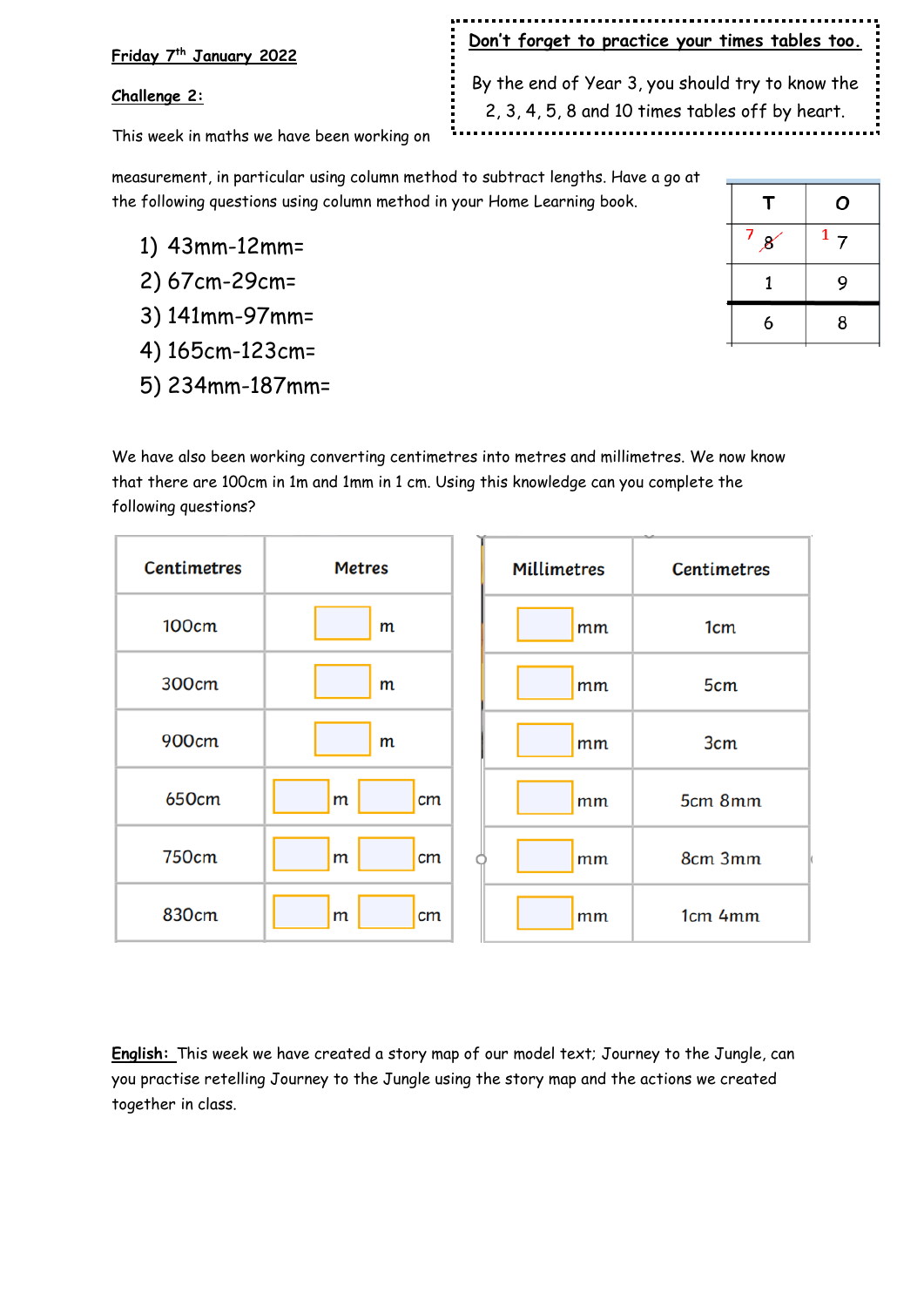**Friday 7th January 2022**

**Challenge 2:**

This week in maths we have been working on measurement, in particular using column method to subtract lengths. Have a go at the following questions using column method in your Home Learning book.

**Don't forget to practice your times tables too.**

By the end of Year 3, you should try to know the 2, 3, 4, 5, 8 and 10 times tables off by heart.

| T | O |
|---|---|
| 7 ~~8~~ | 1 7 |
| 1 | 9 |
| 6 | 8 |

1) 43mm-12mm=
2) 67cm-29cm=
3) 141mm-97mm=
4) 165cm-123cm=
5) 234mm-187mm=

We have also been working converting centimetres into metres and millimetres. We now know that there are 100cm in 1m and 1mm in 1 cm. Using this knowledge can you complete the following questions?

| Centimetres | Metres |
|---|---|
| 100cm | ☐ m |
| 300cm | ☐ m |
| 900cm | ☐ m |
| 650cm | ☐ m ☐ cm |
| 750cm | ☐ m ☐ cm |
| 830cm | ☐ m ☐ cm |

| Millimetres | Centimetres |
|---|---|
| ☐ mm | 1cm |
| ☐ mm | 5cm |
| ☐ mm | 3cm |
| ☐ mm | 5cm 8mm |
| ☐ mm | 8cm 3mm |
| ☐ mm | 1cm 4mm |

**English:** This week we have created a story map of our model text; Journey to the Jungle, can you practise retelling Journey to the Jungle using the story map and the actions we created together in class.